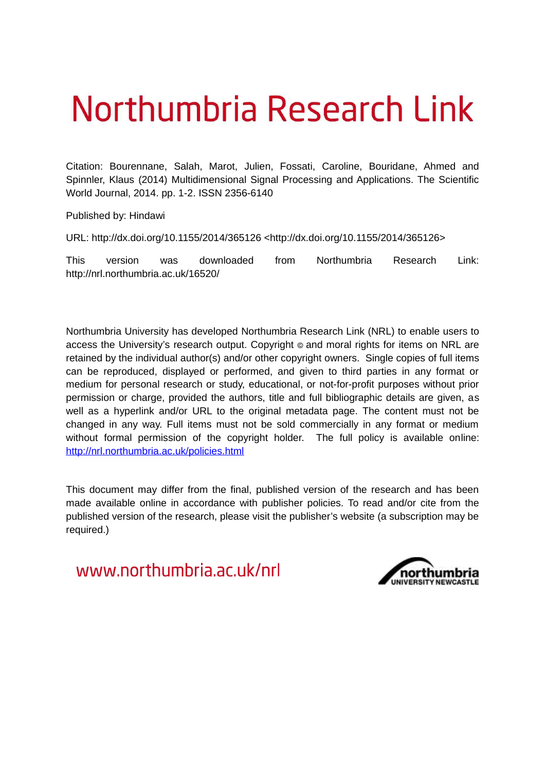# Northumbria Research Link

Citation: Bourennane, Salah, Marot, Julien, Fossati, Caroline, Bouridane, Ahmed and Spinnler, Klaus (2014) Multidimensional Signal Processing and Applications. The Scientific World Journal, 2014. pp. 1-2. ISSN 2356-6140

Published by: Hindawi

URL: http://dx.doi.org/10.1155/2014/365126 <http://dx.doi.org/10.1155/2014/365126>

This version was downloaded from Northumbria Research Link: http://nrl.northumbria.ac.uk/16520/

Northumbria University has developed Northumbria Research Link (NRL) to enable users to access the University's research output. Copyright © and moral rights for items on NRL are retained by the individual author(s) and/or other copyright owners. Single copies of full items can be reproduced, displayed or performed, and given to third parties in any format or medium for personal research or study, educational, or not-for-profit purposes without prior permission or charge, provided the authors, title and full bibliographic details are given, as well as a hyperlink and/or URL to the original metadata page. The content must not be changed in any way. Full items must not be sold commercially in any format or medium without formal permission of the copyright holder. The full policy is available online: http://nrl.northumbria.ac.uk/policies.html

This document may differ from the final, published version of the research and has been made available online in accordance with publisher policies. To read and/or cite from the published version of the research, please visit the publisher's website (a subscription may be required.)

www.northumbria.ac.uk/nrl

northumbria UNIVERSITY NEWCASTLE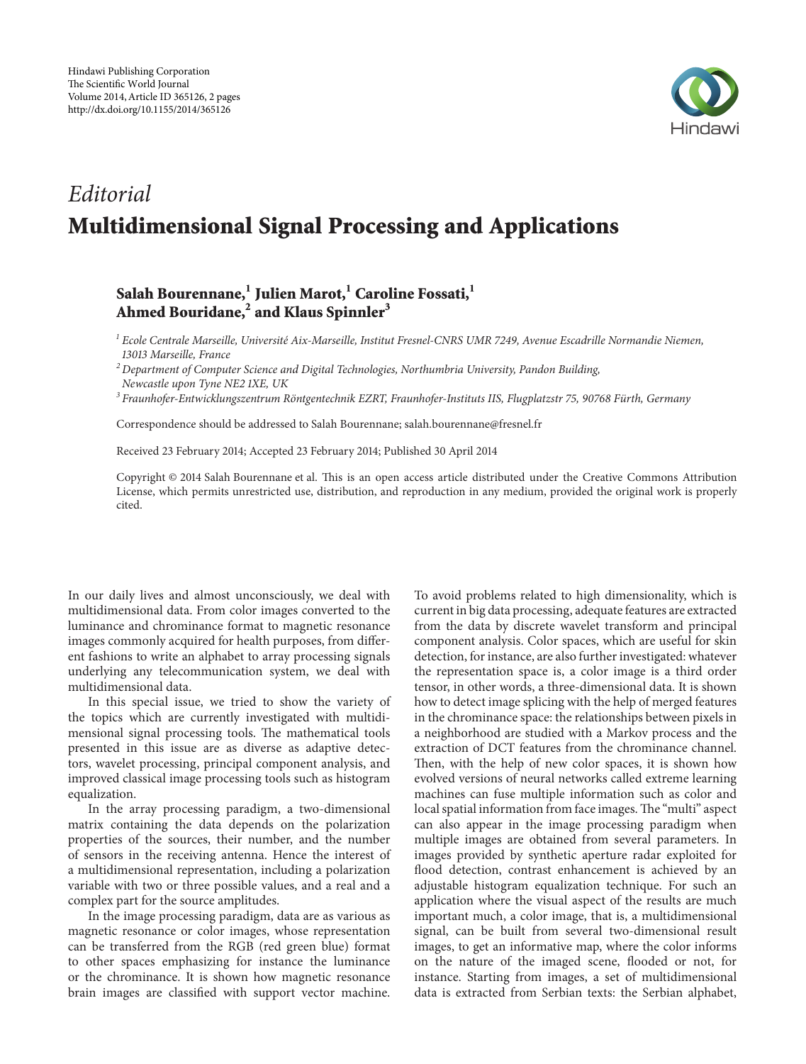Hindawi Publishing Corporation
The Scientific World Journal
Volume 2014, Article ID 365126, 2 pages
http://dx.doi.org/10.1155/2014/365126

*Editorial*

# Multidimensional Signal Processing and Applications

**Salah Bourennane,[1] Julien Marot,[1] Caroline Fossati,[1] Ahmed Bouridane,[2] and Klaus Spinnler[3]**

[1] *Ecole Centrale Marseille, Université Aix-Marseille, Institut Fresnel-CNRS UMR 7249, Avenue Escadrille Normandie Niemen, 13013 Marseille, France*

[2] *Department of Computer Science and Digital Technologies, Northumbria University, Pandon Building, Newcastle upon Tyne NE2 1XE, UK*

[3] *Fraunhofer-Entwicklungszentrum Röntgentechnik EZRT, Fraunhofer-Instituts IIS, Flugplatzstr 75, 90768 Fürth, Germany*

Correspondence should be addressed to Salah Bourennane; salah.bourennane@fresnel.fr

Received 23 February 2014; Accepted 23 February 2014; Published 30 April 2014

Copyright © 2014 Salah Bourennane et al. This is an open access article distributed under the Creative Commons Attribution License, which permits unrestricted use, distribution, and reproduction in any medium, provided the original work is properly cited.

In our daily lives and almost unconsciously, we deal with multidimensional data. From color images converted to the luminance and chrominance format to magnetic resonance images commonly acquired for health purposes, from different fashions to write an alphabet to array processing signals underlying any telecommunication system, we deal with multidimensional data.

In this special issue, we tried to show the variety of the topics which are currently investigated with multidimensional signal processing tools. The mathematical tools presented in this issue are as diverse as adaptive detectors, wavelet processing, principal component analysis, and improved classical image processing tools such as histogram equalization.

In the array processing paradigm, a two-dimensional matrix containing the data depends on the polarization properties of the sources, their number, and the number of sensors in the receiving antenna. Hence the interest of a multidimensional representation, including a polarization variable with two or three possible values, and a real and a complex part for the source amplitudes.

In the image processing paradigm, data are as various as magnetic resonance or color images, whose representation can be transferred from the RGB (red green blue) format to other spaces emphasizing for instance the luminance or the chrominance. It is shown how magnetic resonance brain images are classified with support vector machine. To avoid problems related to high dimensionality, which is current in big data processing, adequate features are extracted from the data by discrete wavelet transform and principal component analysis. Color spaces, which are useful for skin detection, for instance, are also further investigated: whatever the representation space is, a color image is a third order tensor, in other words, a three-dimensional data. It is shown how to detect image splicing with the help of merged features in the chrominance space: the relationships between pixels in a neighborhood are studied with a Markov process and the extraction of DCT features from the chrominance channel. Then, with the help of new color spaces, it is shown how evolved versions of neural networks called extreme learning machines can fuse multiple information such as color and local spatial information from face images. The "multi" aspect can also appear in the image processing paradigm when multiple images are obtained from several parameters. In images provided by synthetic aperture radar exploited for flood detection, contrast enhancement is achieved by an adjustable histogram equalization technique. For such an application where the visual aspect of the results are much important much, a color image, that is, a multidimensional signal, can be built from several two-dimensional result images, to get an informative map, where the color informs on the nature of the imaged scene, flooded or not, for instance. Starting from images, a set of multidimensional data is extracted from Serbian texts: the Serbian alphabet,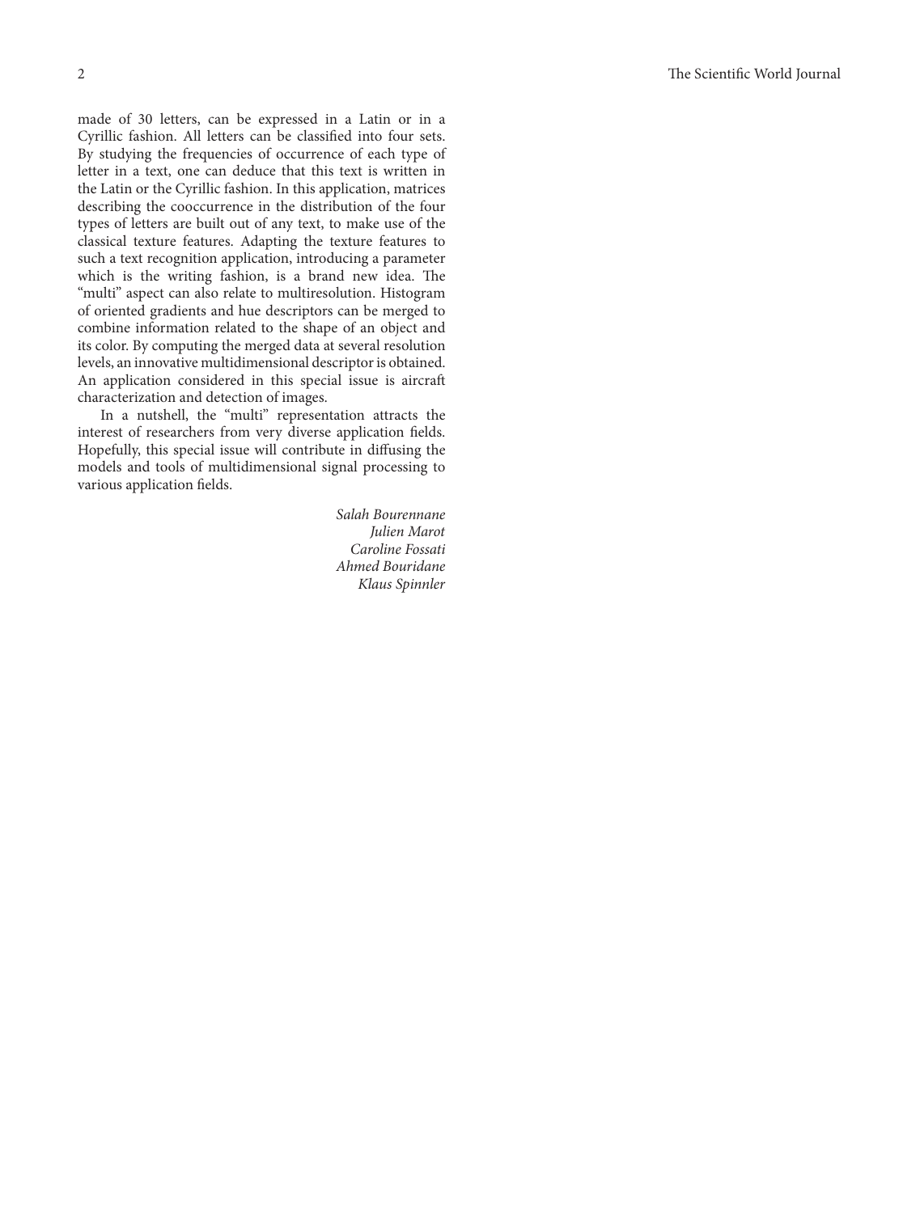made of 30 letters, can be expressed in a Latin or in a Cyrillic fashion. All letters can be classified into four sets. By studying the frequencies of occurrence of each type of letter in a text, one can deduce that this text is written in the Latin or the Cyrillic fashion. In this application, matrices describing the cooccurrence in the distribution of the four types of letters are built out of any text, to make use of the classical texture features. Adapting the texture features to such a text recognition application, introducing a parameter which is the writing fashion, is a brand new idea. The "multi" aspect can also relate to multiresolution. Histogram of oriented gradients and hue descriptors can be merged to combine information related to the shape of an object and its color. By computing the merged data at several resolution levels, an innovative multidimensional descriptor is obtained. An application considered in this special issue is aircraft characterization and detection of images.

In a nutshell, the "multi" representation attracts the interest of researchers from very diverse application fields. Hopefully, this special issue will contribute in diffusing the models and tools of multidimensional signal processing to various application fields.

*Salah Bourennane*
*Julien Marot*
*Caroline Fossati*
*Ahmed Bouridane*
*Klaus Spinnler*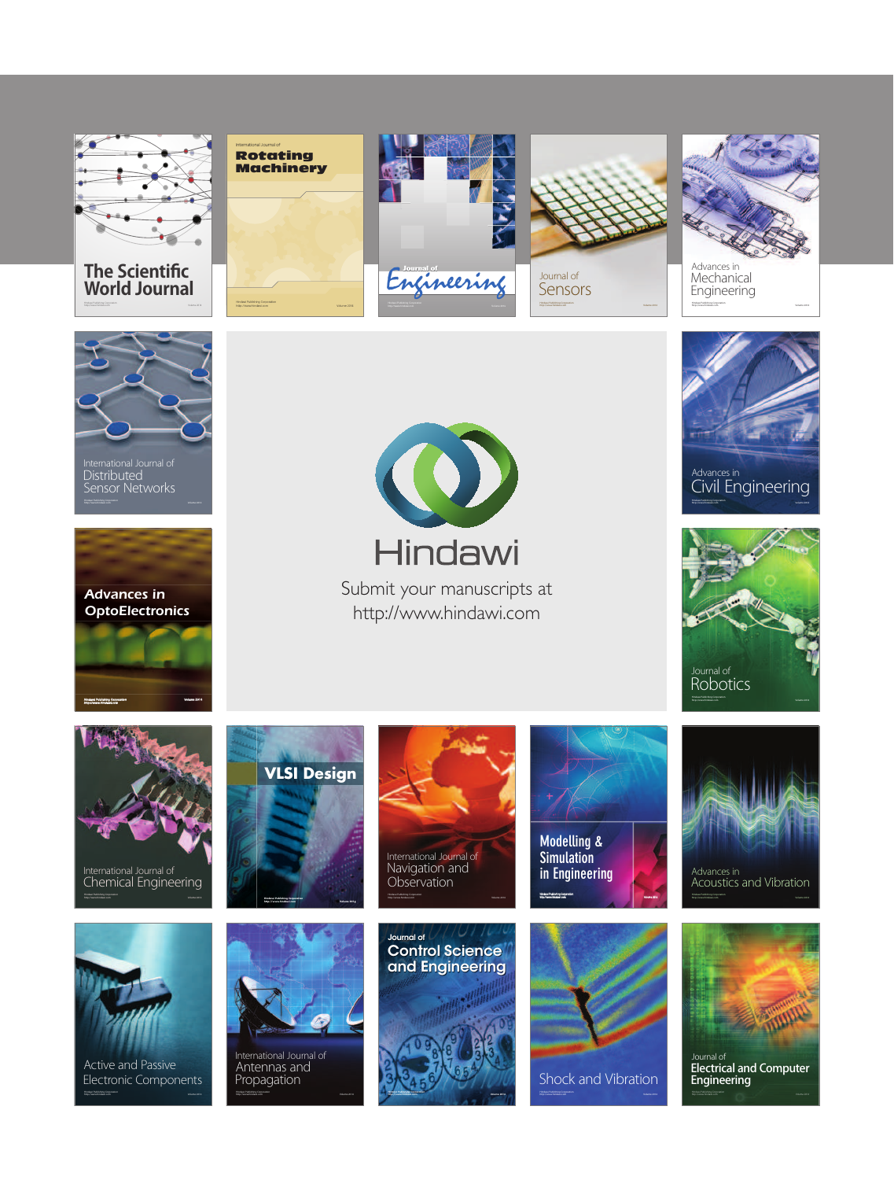Hindawi

Submit your manuscripts at
http://www.hindawi.com

The Scientific World Journal

International Journal of Rotating Machinery

Journal of Engineering

Journal of Sensors

Advances in Mechanical Engineering

International Journal of Distributed Sensor Networks

Advances in Civil Engineering

Advances in OptoElectronics

Journal of Robotics

International Journal of Chemical Engineering

VLSI Design

International Journal of Navigation and Observation

Modelling & Simulation in Engineering

Advances in Acoustics and Vibration

Active and Passive Electronic Components

International Journal of Antennas and Propagation

Journal of Control Science and Engineering

Shock and Vibration

Journal of Electrical and Computer Engineering